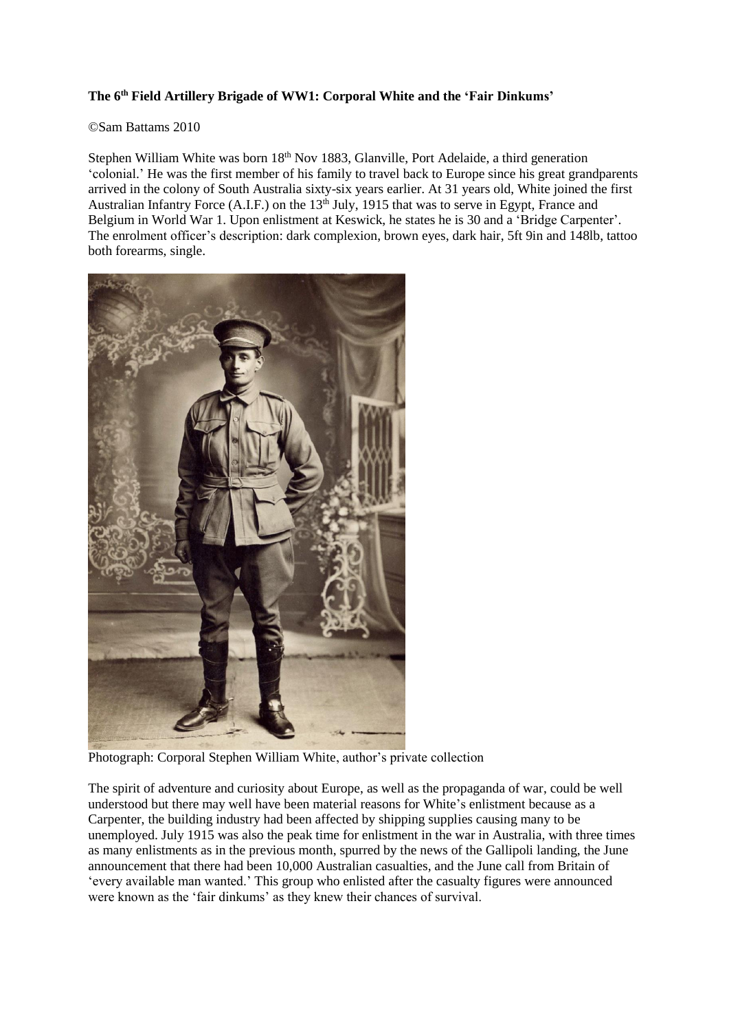**The 6th Field Artillery Brigade of WW1: Corporal White and the 'Fair Dinkums'**

©Sam Battams 2010

Stephen William White was born 18th Nov 1883, Glanville, Port Adelaide, a third generation 'colonial.' He was the first member of his family to travel back to Europe since his great grandparents arrived in the colony of South Australia sixty-six years earlier. At 31 years old, White joined the first Australian Infantry Force (A.I.F.) on the 13th July, 1915 that was to serve in Egypt, France and Belgium in World War 1. Upon enlistment at Keswick, he states he is 30 and a 'Bridge Carpenter'. The enrolment officer's description: dark complexion, brown eyes, dark hair, 5ft 9in and 148lb, tattoo both forearms, single.

Photograph: Corporal Stephen William White, author's private collection

The spirit of adventure and curiosity about Europe, as well as the propaganda of war, could be well understood but there may well have been material reasons for White's enlistment because as a Carpenter, the building industry had been affected by shipping supplies causing many to be unemployed. July 1915 was also the peak time for enlistment in the war in Australia, with three times as many enlistments as in the previous month, spurred by the news of the Gallipoli landing, the June announcement that there had been 10,000 Australian casualties, and the June call from Britain of 'every available man wanted.' This group who enlisted after the casualty figures were announced were known as the 'fair dinkums' as they knew their chances of survival.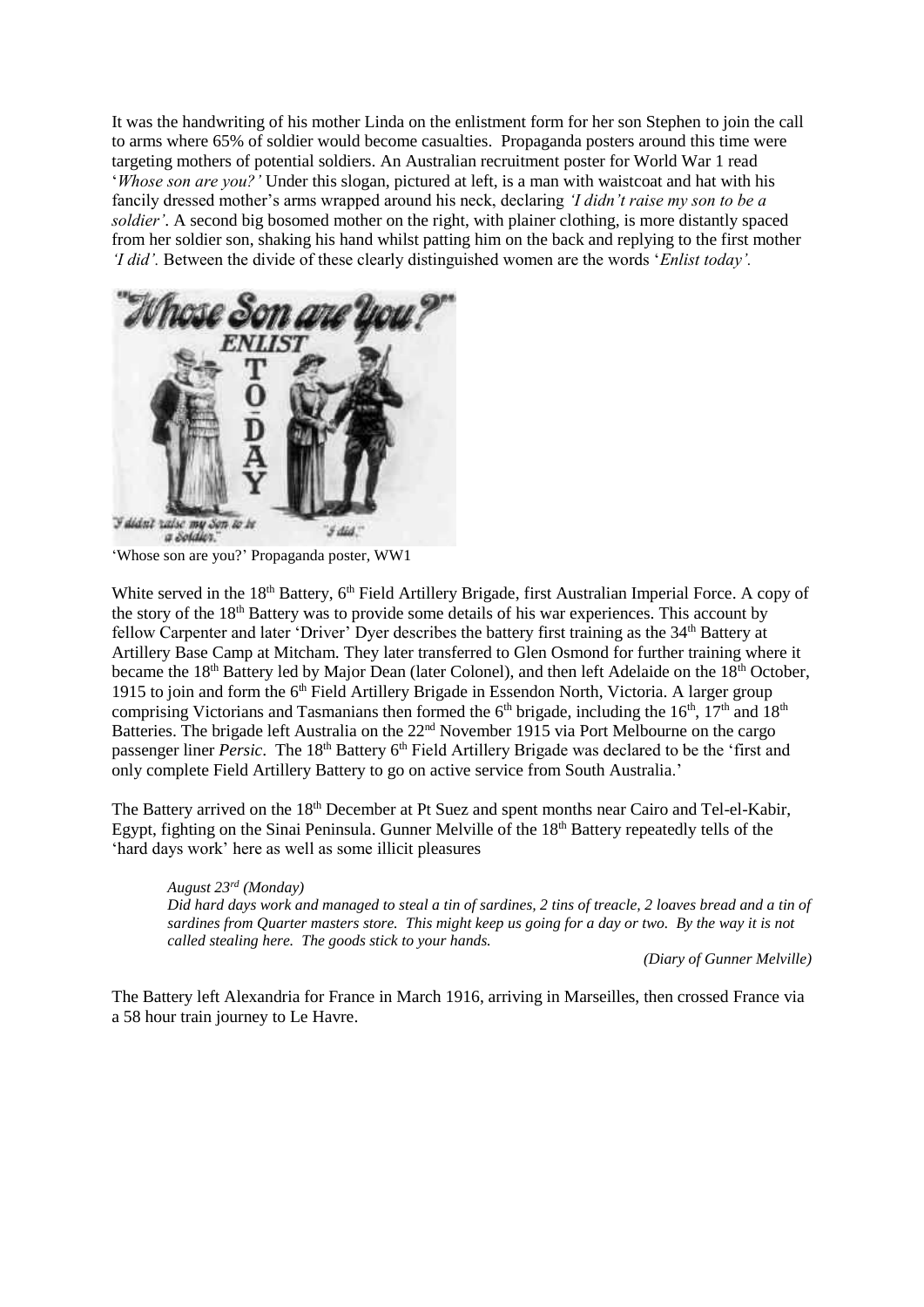It was the handwriting of his mother Linda on the enlistment form for her son Stephen to join the call to arms where 65% of soldier would become casualties. Propaganda posters around this time were targeting mothers of potential soldiers. An Australian recruitment poster for World War 1 read '*Whose son are you?'* Under this slogan, pictured at left, is a man with waistcoat and hat with his fancily dressed mother's arms wrapped around his neck, declaring *'I didn't raise my son to be a soldier'*. A second big bosomed mother on the right, with plainer clothing, is more distantly spaced from her soldier son, shaking his hand whilst patting him on the back and replying to the first mother *'I did'.* Between the divide of these clearly distinguished women are the words '*Enlist today'.*

'Whose son are you?' Propaganda poster, WW1

White served in the 18th Battery, 6th Field Artillery Brigade, first Australian Imperial Force. A copy of the story of the 18th Battery was to provide some details of his war experiences. This account by fellow Carpenter and later 'Driver' Dyer describes the battery first training as the 34th Battery at Artillery Base Camp at Mitcham. They later transferred to Glen Osmond for further training where it became the 18th Battery led by Major Dean (later Colonel), and then left Adelaide on the 18th October, 1915 to join and form the 6th Field Artillery Brigade in Essendon North, Victoria. A larger group comprising Victorians and Tasmanians then formed the 6th brigade, including the 16th, 17th and 18th Batteries. The brigade left Australia on the 22nd November 1915 via Port Melbourne on the cargo passenger liner *Persic*. The 18th Battery 6th Field Artillery Brigade was declared to be the 'first and only complete Field Artillery Battery to go on active service from South Australia.'

The Battery arrived on the 18th December at Pt Suez and spent months near Cairo and Tel-el-Kabir, Egypt, fighting on the Sinai Peninsula. Gunner Melville of the 18th Battery repeatedly tells of the 'hard days work' here as well as some illicit pleasures

> *August 23rd (Monday)*
> *Did hard days work and managed to steal a tin of sardines, 2 tins of treacle, 2 loaves bread and a tin of sardines from Quarter masters store. This might keep us going for a day or two. By the way it is not called stealing here. The goods stick to your hands.*
>
> *(Diary of Gunner Melville)*

The Battery left Alexandria for France in March 1916, arriving in Marseilles, then crossed France via a 58 hour train journey to Le Havre.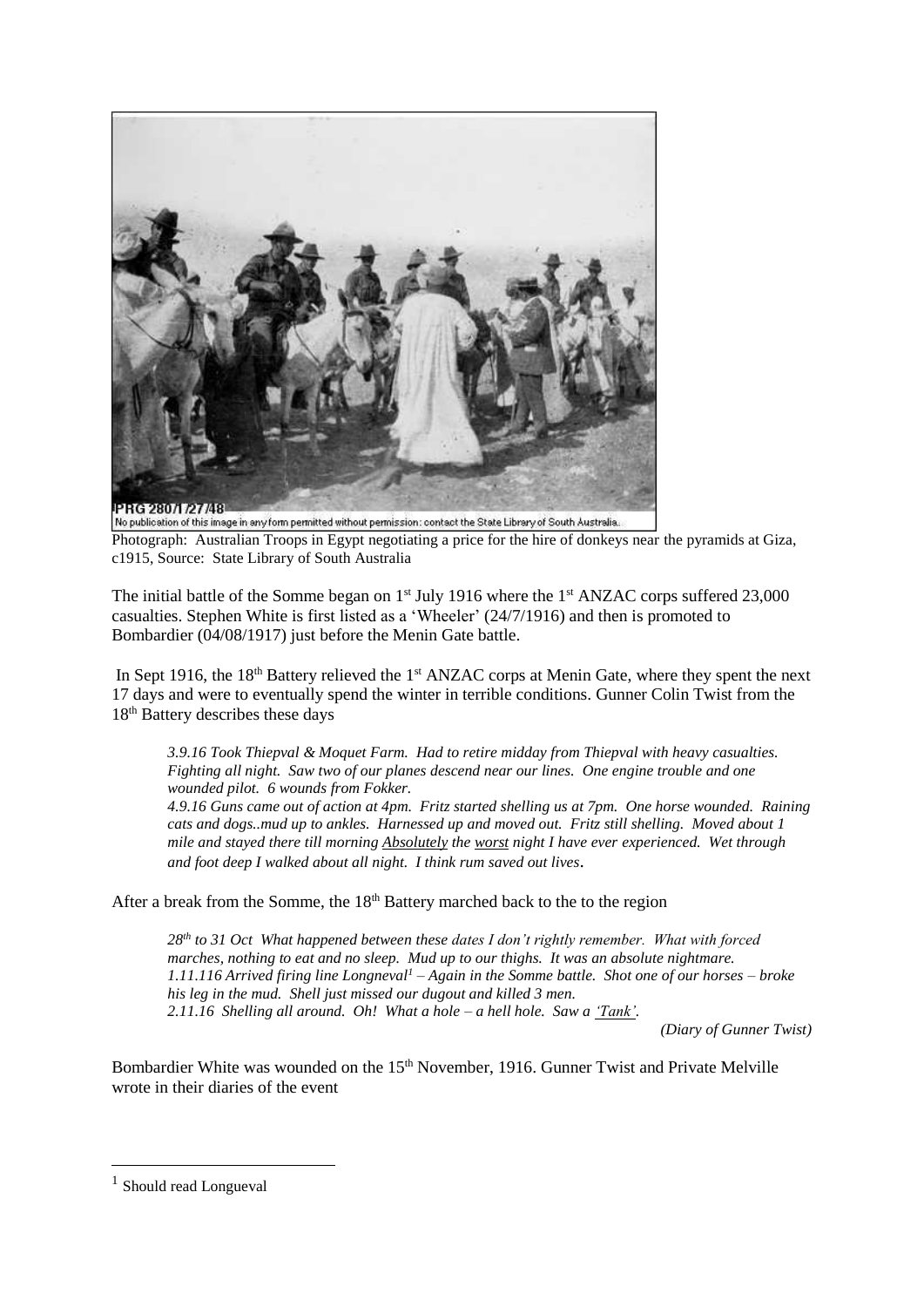PRG 280/1/27/48
No publication of this image in any form permitted without permission: contact the State Library of South Australia.

Photograph: Australian Troops in Egypt negotiating a price for the hire of donkeys near the pyramids at Giza, c1915, Source: State Library of South Australia

The initial battle of the Somme began on 1st July 1916 where the 1st ANZAC corps suffered 23,000 casualties. Stephen White is first listed as a 'Wheeler' (24/7/1916) and then is promoted to Bombardier (04/08/1917) just before the Menin Gate battle.

In Sept 1916, the 18th Battery relieved the 1st ANZAC corps at Menin Gate, where they spent the next 17 days and were to eventually spend the winter in terrible conditions. Gunner Colin Twist from the 18th Battery describes these days

> *3.9.16 Took Thiepval & Moquet Farm. Had to retire midday from Thiepval with heavy casualties. Fighting all night. Saw two of our planes descend near our lines. One engine trouble and one wounded pilot. 6 wounds from Fokker.*
> *4.9.16 Guns came out of action at 4pm. Fritz started shelling us at 7pm. One horse wounded. Raining cats and dogs..mud up to ankles. Harnessed up and moved out. Fritz still shelling. Moved about 1 mile and stayed there till morning Absolutely the worst night I have ever experienced. Wet through and foot deep I walked about all night. I think rum saved out lives.*

After a break from the Somme, the 18th Battery marched back to the to the region

> *28th to 31 Oct What happened between these dates I don't rightly remember. What with forced marches, nothing to eat and no sleep. Mud up to our thighs. It was an absolute nightmare.*
> *1.11.116 Arrived firing line Longneval[1] – Again in the Somme battle. Shot one of our horses – broke his leg in the mud. Shell just missed our dugout and killed 3 men.*
> *2.11.16 Shelling all around. Oh! What a hole – a hell hole. Saw a 'Tank'.*
>
> *(Diary of Gunner Twist)*

Bombardier White was wounded on the 15th November, 1916. Gunner Twist and Private Melville wrote in their diaries of the event

[1] Should read Longueval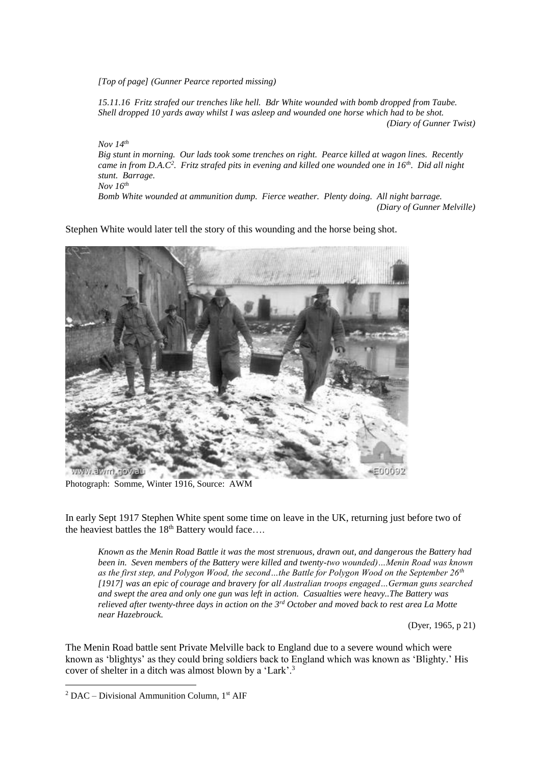*[Top of page] (Gunner Pearce reported missing)*

*15.11.16 Fritz strafed our trenches like hell. Bdr White wounded with bomb dropped from Taube. Shell dropped 10 yards away whilst I was asleep and wounded one horse which had to be shot.*
*(Diary of Gunner Twist)*

*Nov 14th*
*Big stunt in morning. Our lads took some trenches on right. Pearce killed at wagon lines. Recently came in from D.A.C[2]. Fritz strafed pits in evening and killed one wounded one in 16th. Did all night stunt. Barrage.*
*Nov 16th*
*Bomb White wounded at ammunition dump. Fierce weather. Plenty doing. All night barrage.*
*(Diary of Gunner Melville)*

Stephen White would later tell the story of this wounding and the horse being shot.

Photograph: Somme, Winter 1916, Source: AWM

In early Sept 1917 Stephen White spent some time on leave in the UK, returning just before two of the heaviest battles the 18th Battery would face….

*Known as the Menin Road Battle it was the most strenuous, drawn out, and dangerous the Battery had been in. Seven members of the Battery were killed and twenty-two wounded)…Menin Road was known as the first step, and Polygon Wood, the second…the Battle for Polygon Wood on the September 26th [1917] was an epic of courage and bravery for all Australian troops engaged…German guns searched and swept the area and only one gun was left in action. Casualties were heavy..The Battery was relieved after twenty-three days in action on the 3rd October and moved back to rest area La Motte near Hazebrouck.*

(Dyer, 1965, p 21)

The Menin Road battle sent Private Melville back to England due to a severe wound which were known as 'blightys' as they could bring soldiers back to England which was known as 'Blighty.' His cover of shelter in a ditch was almost blown by a 'Lark'.[3]

[2] DAC – Divisional Ammunition Column, 1st AIF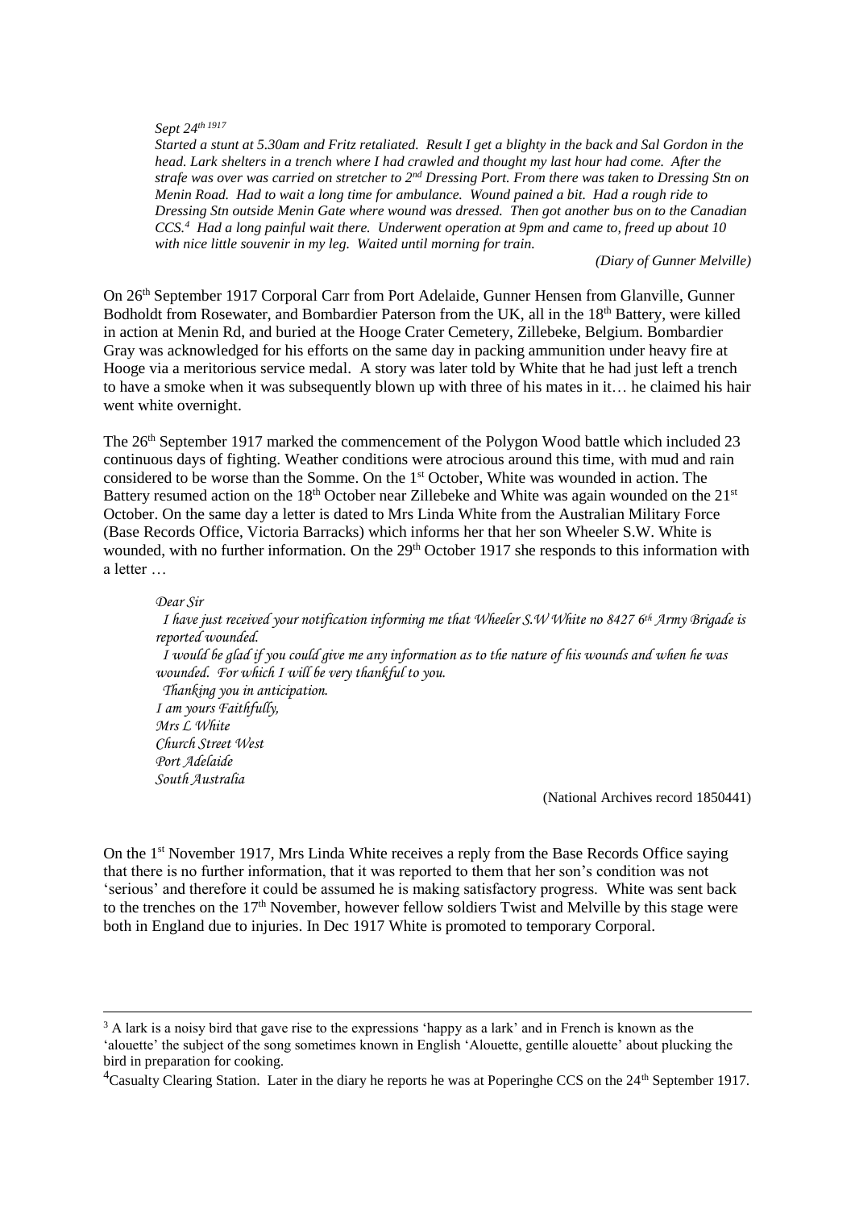*Sept 24th 1917*

*Started a stunt at 5.30am and Fritz retaliated. Result I get a blighty in the back and Sal Gordon in the head. Lark shelters in a trench where I had crawled and thought my last hour had come. After the strafe was over was carried on stretcher to 2nd Dressing Port. From there was taken to Dressing Stn on Menin Road. Had to wait a long time for ambulance. Wound pained a bit. Had a rough ride to Dressing Stn outside Menin Gate where wound was dressed. Then got another bus on to the Canadian CCS.[4] Had a long painful wait there. Underwent operation at 9pm and came to, freed up about 10 with nice little souvenir in my leg. Waited until morning for train.*

*(Diary of Gunner Melville)*

On 26th September 1917 Corporal Carr from Port Adelaide, Gunner Hensen from Glanville, Gunner Bodholdt from Rosewater, and Bombardier Paterson from the UK, all in the 18th Battery, were killed in action at Menin Rd, and buried at the Hooge Crater Cemetery, Zillebeke, Belgium. Bombardier Gray was acknowledged for his efforts on the same day in packing ammunition under heavy fire at Hooge via a meritorious service medal. A story was later told by White that he had just left a trench to have a smoke when it was subsequently blown up with three of his mates in it… he claimed his hair went white overnight.

The 26th September 1917 marked the commencement of the Polygon Wood battle which included 23 continuous days of fighting. Weather conditions were atrocious around this time, with mud and rain considered to be worse than the Somme. On the 1st October, White was wounded in action. The Battery resumed action on the 18th October near Zillebeke and White was again wounded on the 21st October. On the same day a letter is dated to Mrs Linda White from the Australian Military Force (Base Records Office, Victoria Barracks) which informs her that her son Wheeler S.W. White is wounded, with no further information. On the 29th October 1917 she responds to this information with a letter …

*Dear Sir*

*I have just received your notification informing me that Wheeler S.W White no 8427 6th Army Brigade is reported wounded.*

*I would be glad if you could give me any information as to the nature of his wounds and when he was wounded. For which I will be very thankful to you.*

*Thanking you in anticipation.*

*I am yours Faithfully,*
*Mrs L White*
*Church Street West*
*Port Adelaide*
*South Australia*

(National Archives record 1850441)

On the 1st November 1917, Mrs Linda White receives a reply from the Base Records Office saying that there is no further information, that it was reported to them that her son's condition was not 'serious' and therefore it could be assumed he is making satisfactory progress. White was sent back to the trenches on the 17th November, however fellow soldiers Twist and Melville by this stage were both in England due to injuries. In Dec 1917 White is promoted to temporary Corporal.

---

[3] A lark is a noisy bird that gave rise to the expressions 'happy as a lark' and in French is known as the 'alouette' the subject of the song sometimes known in English 'Alouette, gentille alouette' about plucking the bird in preparation for cooking.

[4] Casualty Clearing Station. Later in the diary he reports he was at Poperinghe CCS on the 24th September 1917.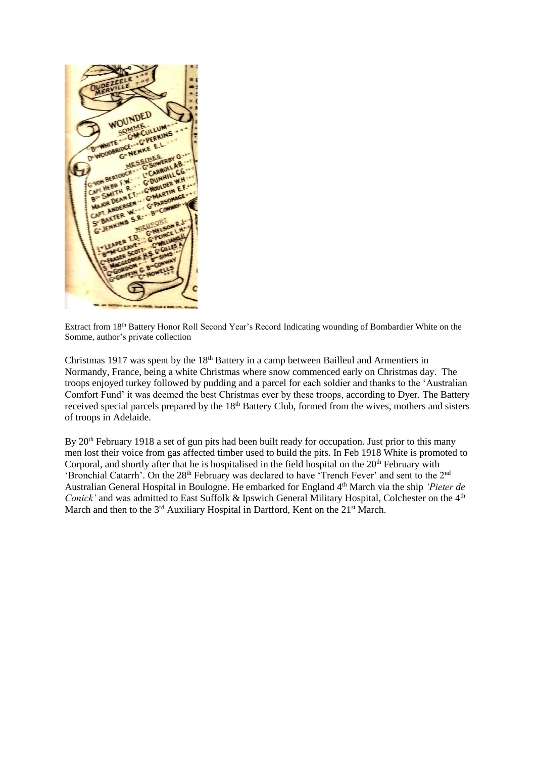Extract from 18th Battery Honor Roll Second Year's Record Indicating wounding of Bombardier White on the Somme, author's private collection

Christmas 1917 was spent by the 18th Battery in a camp between Bailleul and Armentiers in Normandy, France, being a white Christmas where snow commenced early on Christmas day. The troops enjoyed turkey followed by pudding and a parcel for each soldier and thanks to the 'Australian Comfort Fund' it was deemed the best Christmas ever by these troops, according to Dyer. The Battery received special parcels prepared by the 18th Battery Club, formed from the wives, mothers and sisters of troops in Adelaide.

By 20th February 1918 a set of gun pits had been built ready for occupation. Just prior to this many men lost their voice from gas affected timber used to build the pits. In Feb 1918 White is promoted to Corporal, and shortly after that he is hospitalised in the field hospital on the 20th February with 'Bronchial Catarrh'. On the 28th February was declared to have 'Trench Fever' and sent to the 2nd Australian General Hospital in Boulogne. He embarked for England 4th March via the ship *'Pieter de Conick'* and was admitted to East Suffolk & Ipswich General Military Hospital, Colchester on the 4th March and then to the 3rd Auxiliary Hospital in Dartford, Kent on the 21st March.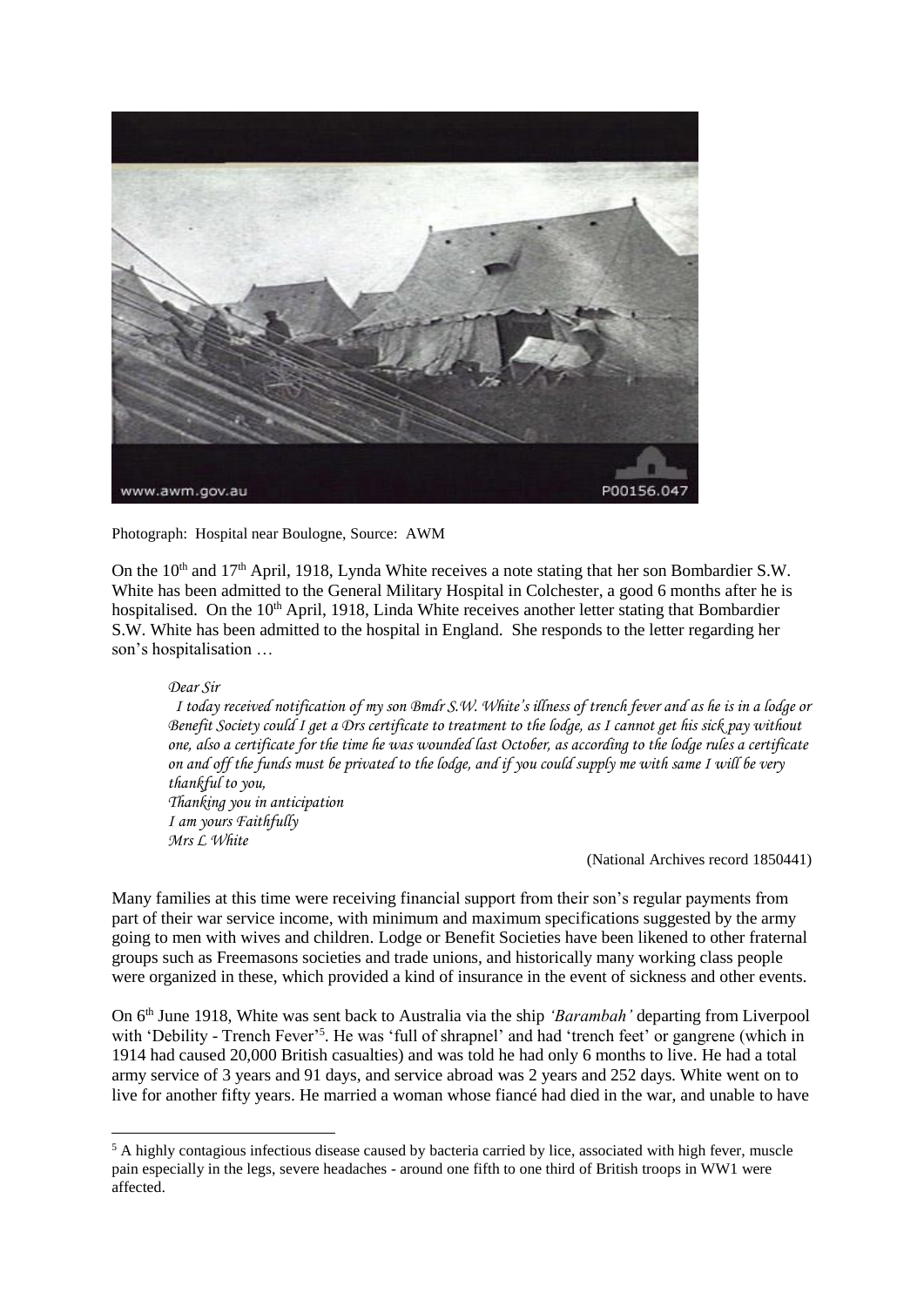Photograph: Hospital near Boulogne, Source: AWM

On the 10th and 17th April, 1918, Lynda White receives a note stating that her son Bombardier S.W. White has been admitted to the General Military Hospital in Colchester, a good 6 months after he is hospitalised. On the 10th April, 1918, Linda White receives another letter stating that Bombardier S.W. White has been admitted to the hospital in England. She responds to the letter regarding her son's hospitalisation …

> *Dear Sir*
> *I today received notification of my son Bmdr S.W. White's illness of trench fever and as he is in a lodge or Benefit Society could I get a Drs certificate to treatment to the lodge, as I cannot get his sick pay without one, also a certificate for the time he was wounded last October, as according to the lodge rules a certificate on and off the funds must be privated to the lodge, and if you could supply me with same I will be very thankful to you,*
> *Thanking you in anticipation*
> *I am yours Faithfully*
> *Mrs L White*
>
> (National Archives record 1850441)

Many families at this time were receiving financial support from their son's regular payments from part of their war service income, with minimum and maximum specifications suggested by the army going to men with wives and children. Lodge or Benefit Societies have been likened to other fraternal groups such as Freemasons societies and trade unions, and historically many working class people were organized in these, which provided a kind of insurance in the event of sickness and other events.

On 6th June 1918, White was sent back to Australia via the ship *'Barambah'* departing from Liverpool with 'Debility - Trench Fever'[5]. He was 'full of shrapnel' and had 'trench feet' or gangrene (which in 1914 had caused 20,000 British casualties) and was told he had only 6 months to live. He had a total army service of 3 years and 91 days, and service abroad was 2 years and 252 days. White went on to live for another fifty years. He married a woman whose fiancé had died in the war, and unable to have

[5] A highly contagious infectious disease caused by bacteria carried by lice, associated with high fever, muscle pain especially in the legs, severe headaches - around one fifth to one third of British troops in WW1 were affected.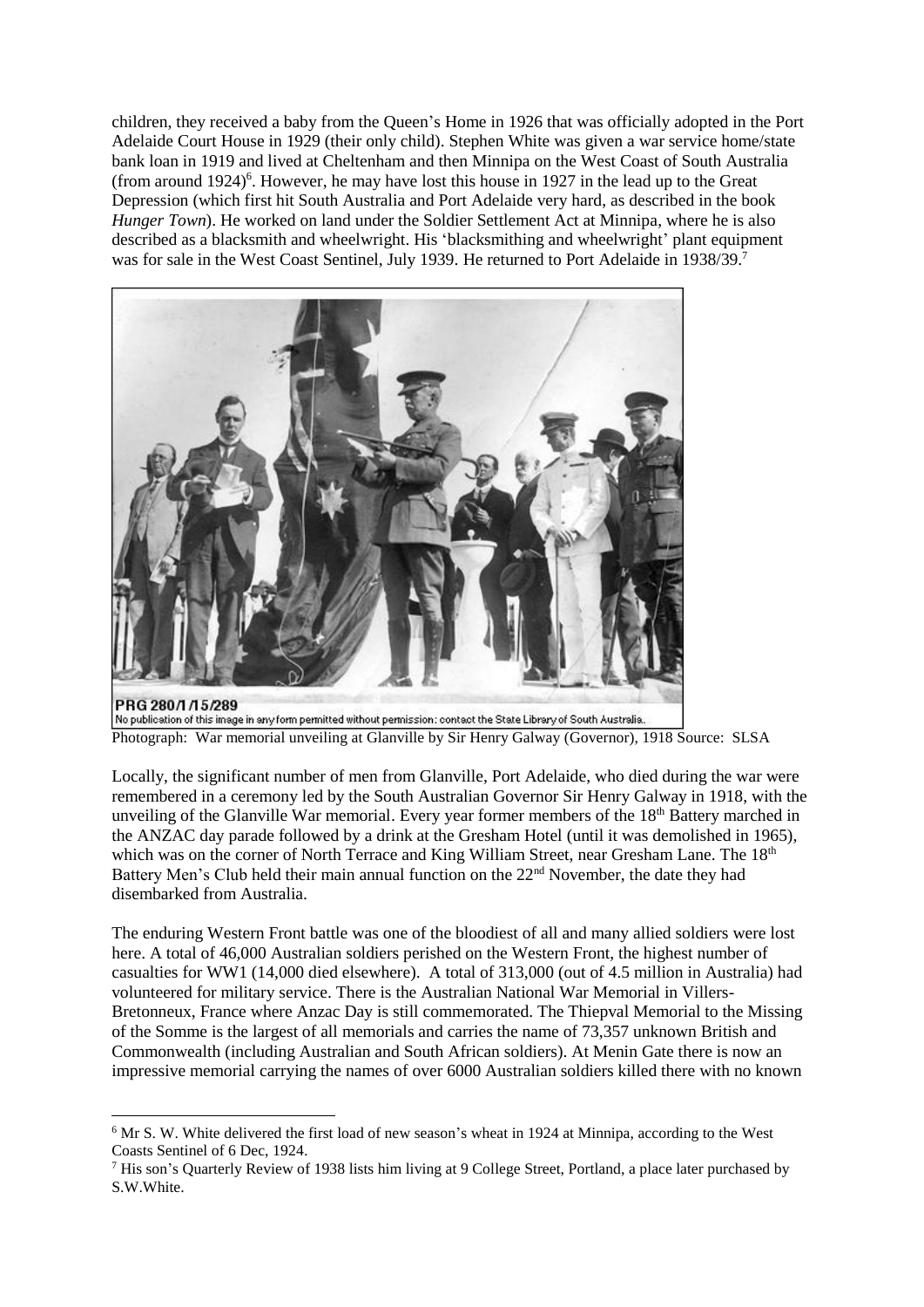children, they received a baby from the Queen's Home in 1926 that was officially adopted in the Port Adelaide Court House in 1929 (their only child). Stephen White was given a war service home/state bank loan in 1919 and lived at Cheltenham and then Minnipa on the West Coast of South Australia (from around 1924)[6]. However, he may have lost this house in 1927 in the lead up to the Great Depression (which first hit South Australia and Port Adelaide very hard, as described in the book *Hunger Town*). He worked on land under the Soldier Settlement Act at Minnipa, where he is also described as a blacksmith and wheelwright. His 'blacksmithing and wheelwright' plant equipment was for sale in the West Coast Sentinel, July 1939. He returned to Port Adelaide in 1938/39.[7]

PRG 280/1/15/289

No publication of this image in any form permitted without permission: contact the State Library of South Australia.

Photograph: War memorial unveiling at Glanville by Sir Henry Galway (Governor), 1918 Source: SLSA

Locally, the significant number of men from Glanville, Port Adelaide, who died during the war were remembered in a ceremony led by the South Australian Governor Sir Henry Galway in 1918, with the unveiling of the Glanville War memorial. Every year former members of the 18th Battery marched in the ANZAC day parade followed by a drink at the Gresham Hotel (until it was demolished in 1965), which was on the corner of North Terrace and King William Street, near Gresham Lane. The 18th Battery Men's Club held their main annual function on the 22nd November, the date they had disembarked from Australia.

The enduring Western Front battle was one of the bloodiest of all and many allied soldiers were lost here. A total of 46,000 Australian soldiers perished on the Western Front, the highest number of casualties for WW1 (14,000 died elsewhere). A total of 313,000 (out of 4.5 million in Australia) had volunteered for military service. There is the Australian National War Memorial in Villers-Bretonneux, France where Anzac Day is still commemorated. The Thiepval Memorial to the Missing of the Somme is the largest of all memorials and carries the name of 73,357 unknown British and Commonwealth (including Australian and South African soldiers). At Menin Gate there is now an impressive memorial carrying the names of over 6000 Australian soldiers killed there with no known

---

[6] Mr S. W. White delivered the first load of new season's wheat in 1924 at Minnipa, according to the West Coasts Sentinel of 6 Dec, 1924.

[7] His son's Quarterly Review of 1938 lists him living at 9 College Street, Portland, a place later purchased by S.W.White.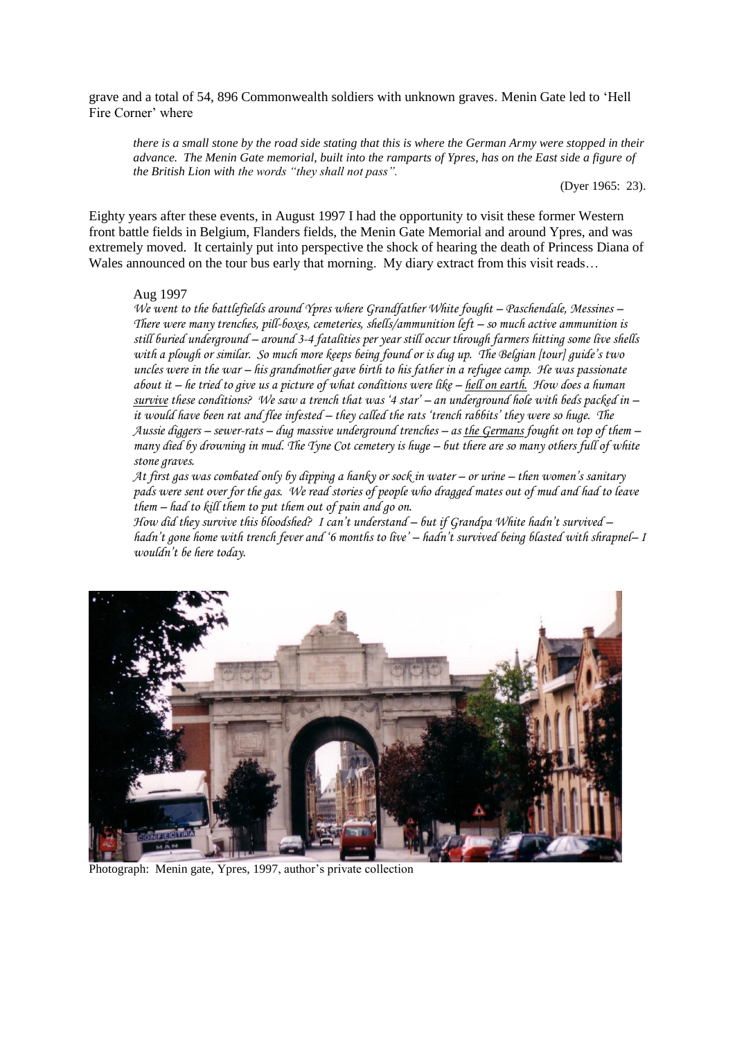grave and a total of 54, 896 Commonwealth soldiers with unknown graves. Menin Gate led to 'Hell Fire Corner' where

> *there is a small stone by the road side stating that this is where the German Army were stopped in their advance. The Menin Gate memorial, built into the ramparts of Ypres, has on the East side a figure of the British Lion with the words "they shall not pass".*
>
> (Dyer 1965: 23).

Eighty years after these events, in August 1997 I had the opportunity to visit these former Western front battle fields in Belgium, Flanders fields, the Menin Gate Memorial and around Ypres, and was extremely moved. It certainly put into perspective the shock of hearing the death of Princess Diana of Wales announced on the tour bus early that morning. My diary extract from this visit reads…

> Aug 1997
>
> *We went to the battlefields around Ypres where Grandfather White fought – Paschendale, Messines – There were many trenches, pill-boxes, cemeteries, shells/ammunition left – so much active ammunition is still buried underground – around 3-4 fatalities per year still occur through farmers hitting some live shells with a plough or similar. So much more keeps being found or is dug up. The Belgian [tour] guide's two uncles were in the war – his grandmother gave birth to his father in a refugee camp. He was passionate about it – he tried to give us a picture of what conditions were like – <u>hell on earth.</u> How does a human <u>survive</u> these conditions? We saw a trench that was '4 star' – an underground hole with beds packed in – it would have been rat and flee infested – they called the rats 'trench rabbits' they were so huge. The Aussie diggers – sewer-rats – dug massive underground trenches – as <u>the Germans</u> fought on top of them – many died by drowning in mud. The Tyne Cot cemetery is huge – but there are so many others full of white stone graves.*
>
> *At first gas was combated only by dipping a hanky or sock in water – or urine – then women's sanitary pads were sent over for the gas. We read stories of people who dragged mates out of mud and had to leave them – had to kill them to put them out of pain and go on.*
>
> *How did they survive this bloodshed? I can't understand – but if Grandpa White hadn't survived – hadn't gone home with trench fever and '6 months to live' – hadn't survived being blasted with shrapnel– I wouldn't be here today.*

Photograph: Menin gate, Ypres, 1997, author's private collection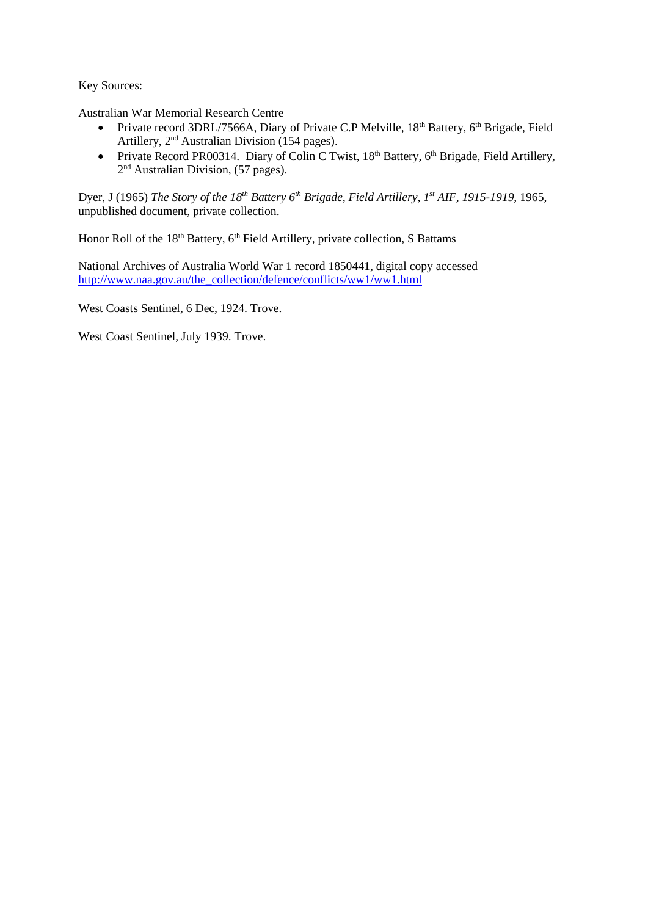Key Sources:

Australian War Memorial Research Centre

- Private record 3DRL/7566A, Diary of Private C.P Melville, 18th Battery, 6th Brigade, Field Artillery, 2nd Australian Division (154 pages).
- Private Record PR00314. Diary of Colin C Twist, 18th Battery, 6th Brigade, Field Artillery, 2nd Australian Division, (57 pages).

Dyer, J (1965) *The Story of the 18th Battery 6th Brigade, Field Artillery, 1st AIF, 1915-1919*, 1965, unpublished document, private collection.

Honor Roll of the 18th Battery, 6th Field Artillery, private collection, S Battams

National Archives of Australia World War 1 record 1850441, digital copy accessed http://www.naa.gov.au/the_collection/defence/conflicts/ww1/ww1.html

West Coasts Sentinel, 6 Dec, 1924. Trove.

West Coast Sentinel, July 1939. Trove.